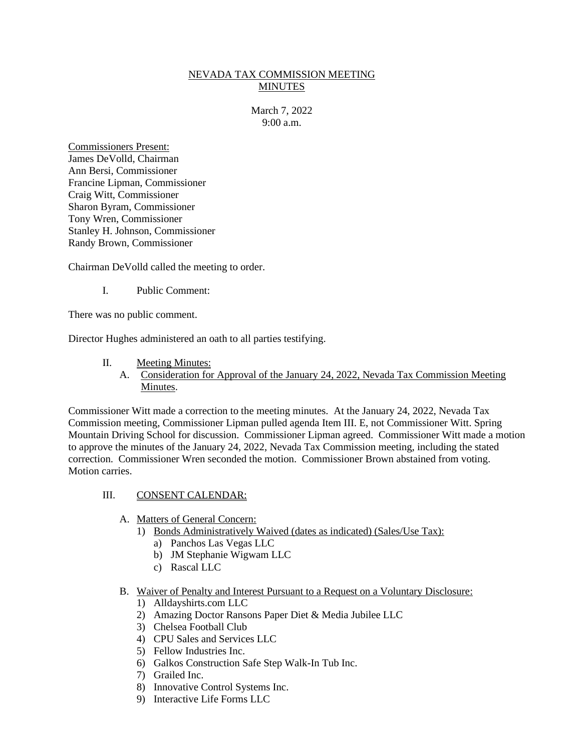# NEVADA TAX COMMISSION MEETING MINUTES

March 7, 2022
9:00 a.m.

Commissioners Present:
James DeVolld, Chairman
Ann Bersi, Commissioner
Francine Lipman, Commissioner
Craig Witt, Commissioner
Sharon Byram, Commissioner
Tony Wren, Commissioner
Stanley H. Johnson, Commissioner
Randy Brown, Commissioner

Chairman DeVolld called the meeting to order.

I. Public Comment:

There was no public comment.

Director Hughes administered an oath to all parties testifying.

II. Meeting Minutes:

A. Consideration for Approval of the January 24, 2022, Nevada Tax Commission Meeting Minutes.

Commissioner Witt made a correction to the meeting minutes. At the January 24, 2022, Nevada Tax Commission meeting, Commissioner Lipman pulled agenda Item III. E, not Commissioner Witt. Spring Mountain Driving School for discussion. Commissioner Lipman agreed. Commissioner Witt made a motion to approve the minutes of the January 24, 2022, Nevada Tax Commission meeting, including the stated correction. Commissioner Wren seconded the motion. Commissioner Brown abstained from voting. Motion carries.

III. CONSENT CALENDAR:

A. Matters of General Concern:

1) Bonds Administratively Waived (dates as indicated) (Sales/Use Tax):
   a) Panchos Las Vegas LLC
   b) JM Stephanie Wigwam LLC
   c) Rascal LLC

B. Waiver of Penalty and Interest Pursuant to a Request on a Voluntary Disclosure:

1) Alldayshirts.com LLC
2) Amazing Doctor Ransons Paper Diet & Media Jubilee LLC
3) Chelsea Football Club
4) CPU Sales and Services LLC
5) Fellow Industries Inc.
6) Galkos Construction Safe Step Walk-In Tub Inc.
7) Grailed Inc.
8) Innovative Control Systems Inc.
9) Interactive Life Forms LLC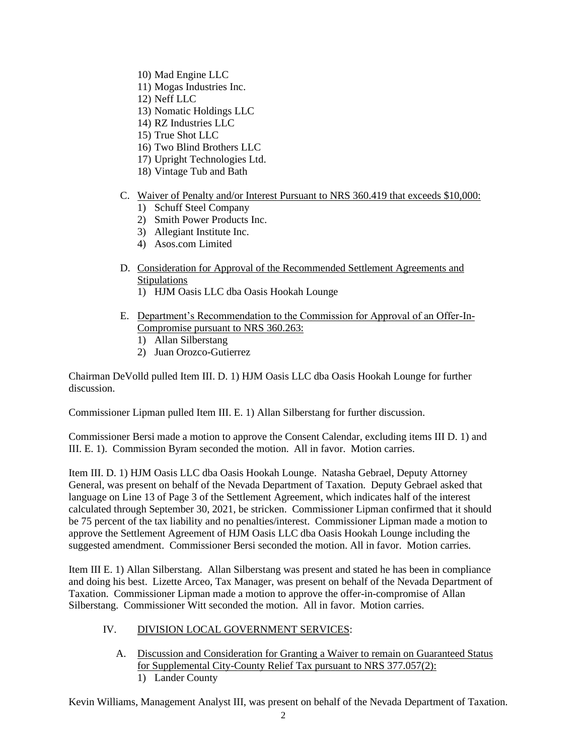10) Mad Engine LLC
11) Mogas Industries Inc.
12) Neff LLC
13) Nomatic Holdings LLC
14) RZ Industries LLC
15) True Shot LLC
16) Two Blind Brothers LLC
17) Upright Technologies Ltd.
18) Vintage Tub and Bath

C. Waiver of Penalty and/or Interest Pursuant to NRS 360.419 that exceeds $10,000:
   1) Schuff Steel Company
   2) Smith Power Products Inc.
   3) Allegiant Institute Inc.
   4) Asos.com Limited

D. Consideration for Approval of the Recommended Settlement Agreements and Stipulations
   1) HJM Oasis LLC dba Oasis Hookah Lounge

E. Department's Recommendation to the Commission for Approval of an Offer-In-Compromise pursuant to NRS 360.263:
   1) Allan Silberstang
   2) Juan Orozco-Gutierrez

Chairman DeVolld pulled Item III. D. 1) HJM Oasis LLC dba Oasis Hookah Lounge for further discussion.

Commissioner Lipman pulled Item III. E. 1) Allan Silberstang for further discussion.

Commissioner Bersi made a motion to approve the Consent Calendar, excluding items III D. 1) and III. E. 1). Commission Byram seconded the motion. All in favor. Motion carries.

Item III. D. 1) HJM Oasis LLC dba Oasis Hookah Lounge. Natasha Gebrael, Deputy Attorney General, was present on behalf of the Nevada Department of Taxation. Deputy Gebrael asked that language on Line 13 of Page 3 of the Settlement Agreement, which indicates half of the interest calculated through September 30, 2021, be stricken. Commissioner Lipman confirmed that it should be 75 percent of the tax liability and no penalties/interest. Commissioner Lipman made a motion to approve the Settlement Agreement of HJM Oasis LLC dba Oasis Hookah Lounge including the suggested amendment. Commissioner Bersi seconded the motion. All in favor. Motion carries.

Item III E. 1) Allan Silberstang. Allan Silberstang was present and stated he has been in compliance and doing his best. Lizette Arceo, Tax Manager, was present on behalf of the Nevada Department of Taxation. Commissioner Lipman made a motion to approve the offer-in-compromise of Allan Silberstang. Commissioner Witt seconded the motion. All in favor. Motion carries.

IV. DIVISION LOCAL GOVERNMENT SERVICES:

A. Discussion and Consideration for Granting a Waiver to remain on Guaranteed Status for Supplemental City-County Relief Tax pursuant to NRS 377.057(2):
   1) Lander County

Kevin Williams, Management Analyst III, was present on behalf of the Nevada Department of Taxation.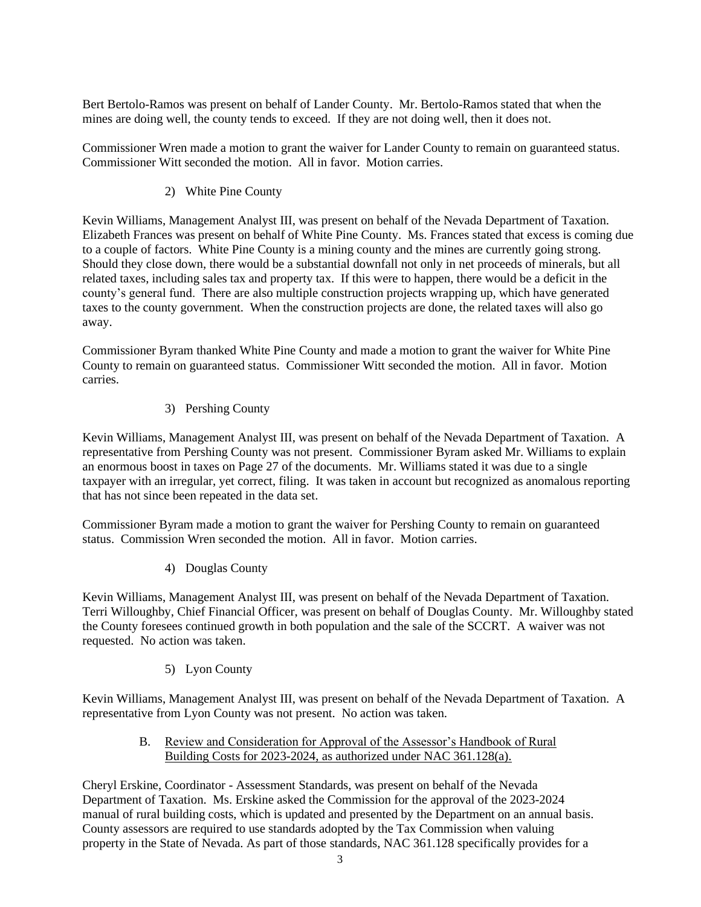Bert Bertolo-Ramos was present on behalf of Lander County. Mr. Bertolo-Ramos stated that when the mines are doing well, the county tends to exceed. If they are not doing well, then it does not.

Commissioner Wren made a motion to grant the waiver for Lander County to remain on guaranteed status. Commissioner Witt seconded the motion. All in favor. Motion carries.

2) White Pine County

Kevin Williams, Management Analyst III, was present on behalf of the Nevada Department of Taxation. Elizabeth Frances was present on behalf of White Pine County. Ms. Frances stated that excess is coming due to a couple of factors. White Pine County is a mining county and the mines are currently going strong. Should they close down, there would be a substantial downfall not only in net proceeds of minerals, but all related taxes, including sales tax and property tax. If this were to happen, there would be a deficit in the county's general fund. There are also multiple construction projects wrapping up, which have generated taxes to the county government. When the construction projects are done, the related taxes will also go away.

Commissioner Byram thanked White Pine County and made a motion to grant the waiver for White Pine County to remain on guaranteed status. Commissioner Witt seconded the motion. All in favor. Motion carries.

3) Pershing County

Kevin Williams, Management Analyst III, was present on behalf of the Nevada Department of Taxation. A representative from Pershing County was not present. Commissioner Byram asked Mr. Williams to explain an enormous boost in taxes on Page 27 of the documents. Mr. Williams stated it was due to a single taxpayer with an irregular, yet correct, filing. It was taken in account but recognized as anomalous reporting that has not since been repeated in the data set.

Commissioner Byram made a motion to grant the waiver for Pershing County to remain on guaranteed status. Commission Wren seconded the motion. All in favor. Motion carries.

4) Douglas County

Kevin Williams, Management Analyst III, was present on behalf of the Nevada Department of Taxation. Terri Willoughby, Chief Financial Officer, was present on behalf of Douglas County. Mr. Willoughby stated the County foresees continued growth in both population and the sale of the SCCRT. A waiver was not requested. No action was taken.

5) Lyon County

Kevin Williams, Management Analyst III, was present on behalf of the Nevada Department of Taxation. A representative from Lyon County was not present. No action was taken.

B. Review and Consideration for Approval of the Assessor's Handbook of Rural Building Costs for 2023-2024, as authorized under NAC 361.128(a).

Cheryl Erskine, Coordinator - Assessment Standards, was present on behalf of the Nevada Department of Taxation. Ms. Erskine asked the Commission for the approval of the 2023-2024 manual of rural building costs, which is updated and presented by the Department on an annual basis. County assessors are required to use standards adopted by the Tax Commission when valuing property in the State of Nevada. As part of those standards, NAC 361.128 specifically provides for a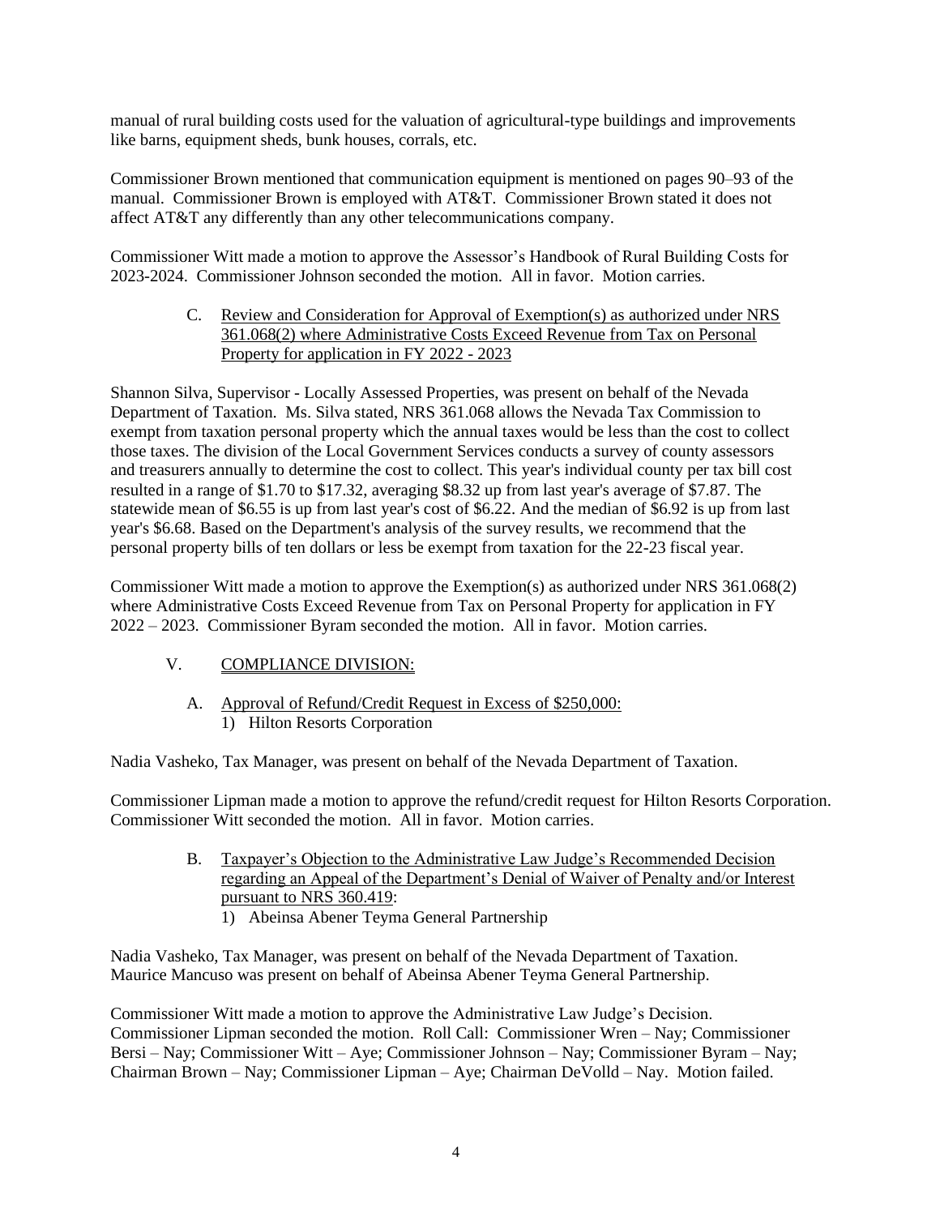manual of rural building costs used for the valuation of agricultural-type buildings and improvements like barns, equipment sheds, bunk houses, corrals, etc.

Commissioner Brown mentioned that communication equipment is mentioned on pages 90–93 of the manual. Commissioner Brown is employed with AT&T. Commissioner Brown stated it does not affect AT&T any differently than any other telecommunications company.

Commissioner Witt made a motion to approve the Assessor's Handbook of Rural Building Costs for 2023-2024. Commissioner Johnson seconded the motion. All in favor. Motion carries.

C. <u>Review and Consideration for Approval of Exemption(s) as authorized under NRS 361.068(2) where Administrative Costs Exceed Revenue from Tax on Personal Property for application in FY 2022 - 2023</u>

Shannon Silva, Supervisor - Locally Assessed Properties, was present on behalf of the Nevada Department of Taxation. Ms. Silva stated, NRS 361.068 allows the Nevada Tax Commission to exempt from taxation personal property which the annual taxes would be less than the cost to collect those taxes. The division of the Local Government Services conducts a survey of county assessors and treasurers annually to determine the cost to collect. This year's individual county per tax bill cost resulted in a range of $1.70 to $17.32, averaging $8.32 up from last year's average of $7.87. The statewide mean of $6.55 is up from last year's cost of $6.22. And the median of $6.92 is up from last year's $6.68. Based on the Department's analysis of the survey results, we recommend that the personal property bills of ten dollars or less be exempt from taxation for the 22-23 fiscal year.

Commissioner Witt made a motion to approve the Exemption(s) as authorized under NRS 361.068(2) where Administrative Costs Exceed Revenue from Tax on Personal Property for application in FY 2022 – 2023. Commissioner Byram seconded the motion. All in favor. Motion carries.

V. <u>COMPLIANCE DIVISION:</u>

A. <u>Approval of Refund/Credit Request in Excess of $250,000:</u>
   1) Hilton Resorts Corporation

Nadia Vasheko, Tax Manager, was present on behalf of the Nevada Department of Taxation.

Commissioner Lipman made a motion to approve the refund/credit request for Hilton Resorts Corporation. Commissioner Witt seconded the motion. All in favor. Motion carries.

B. <u>Taxpayer's Objection to the Administrative Law Judge's Recommended Decision regarding an Appeal of the Department's Denial of Waiver of Penalty and/or Interest pursuant to NRS 360.419</u>:
   1) Abeinsa Abener Teyma General Partnership

Nadia Vasheko, Tax Manager, was present on behalf of the Nevada Department of Taxation. Maurice Mancuso was present on behalf of Abeinsa Abener Teyma General Partnership.

Commissioner Witt made a motion to approve the Administrative Law Judge's Decision. Commissioner Lipman seconded the motion. Roll Call: Commissioner Wren – Nay; Commissioner Bersi – Nay; Commissioner Witt – Aye; Commissioner Johnson – Nay; Commissioner Byram – Nay; Chairman Brown – Nay; Commissioner Lipman – Aye; Chairman DeVolld – Nay. Motion failed.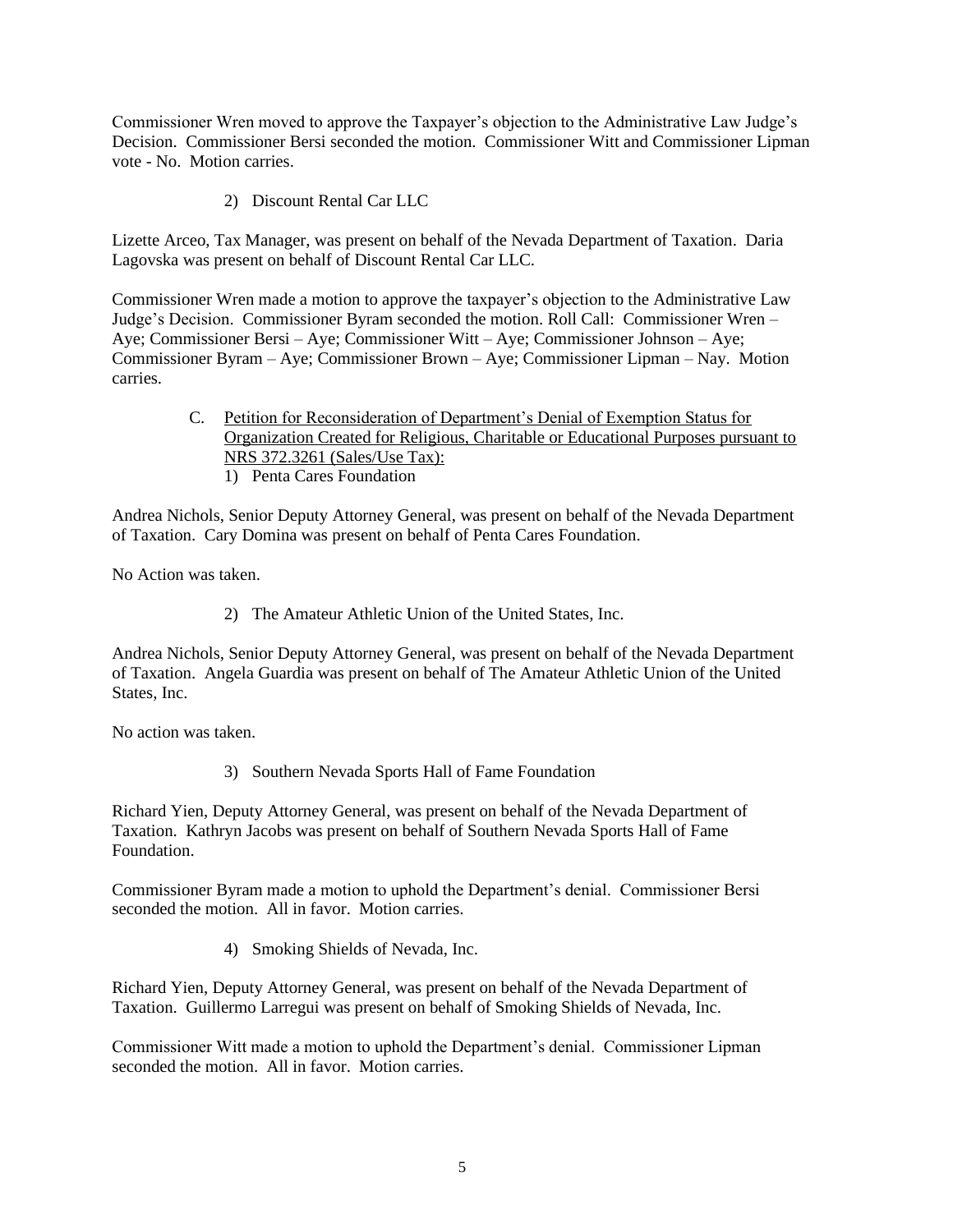Commissioner Wren moved to approve the Taxpayer's objection to the Administrative Law Judge's Decision. Commissioner Bersi seconded the motion. Commissioner Witt and Commissioner Lipman vote - No. Motion carries.

2) Discount Rental Car LLC

Lizette Arceo, Tax Manager, was present on behalf of the Nevada Department of Taxation. Daria Lagovska was present on behalf of Discount Rental Car LLC.

Commissioner Wren made a motion to approve the taxpayer's objection to the Administrative Law Judge's Decision. Commissioner Byram seconded the motion. Roll Call: Commissioner Wren – Aye; Commissioner Bersi – Aye; Commissioner Witt – Aye; Commissioner Johnson – Aye; Commissioner Byram – Aye; Commissioner Brown – Aye; Commissioner Lipman – Nay. Motion carries.

C. Petition for Reconsideration of Department's Denial of Exemption Status for Organization Created for Religious, Charitable or Educational Purposes pursuant to NRS 372.3261 (Sales/Use Tax):

1) Penta Cares Foundation

Andrea Nichols, Senior Deputy Attorney General, was present on behalf of the Nevada Department of Taxation. Cary Domina was present on behalf of Penta Cares Foundation.

No Action was taken.

2) The Amateur Athletic Union of the United States, Inc.

Andrea Nichols, Senior Deputy Attorney General, was present on behalf of the Nevada Department of Taxation. Angela Guardia was present on behalf of The Amateur Athletic Union of the United States, Inc.

No action was taken.

3) Southern Nevada Sports Hall of Fame Foundation

Richard Yien, Deputy Attorney General, was present on behalf of the Nevada Department of Taxation. Kathryn Jacobs was present on behalf of Southern Nevada Sports Hall of Fame Foundation.

Commissioner Byram made a motion to uphold the Department's denial. Commissioner Bersi seconded the motion. All in favor. Motion carries.

4) Smoking Shields of Nevada, Inc.

Richard Yien, Deputy Attorney General, was present on behalf of the Nevada Department of Taxation. Guillermo Larregui was present on behalf of Smoking Shields of Nevada, Inc.

Commissioner Witt made a motion to uphold the Department's denial. Commissioner Lipman seconded the motion. All in favor. Motion carries.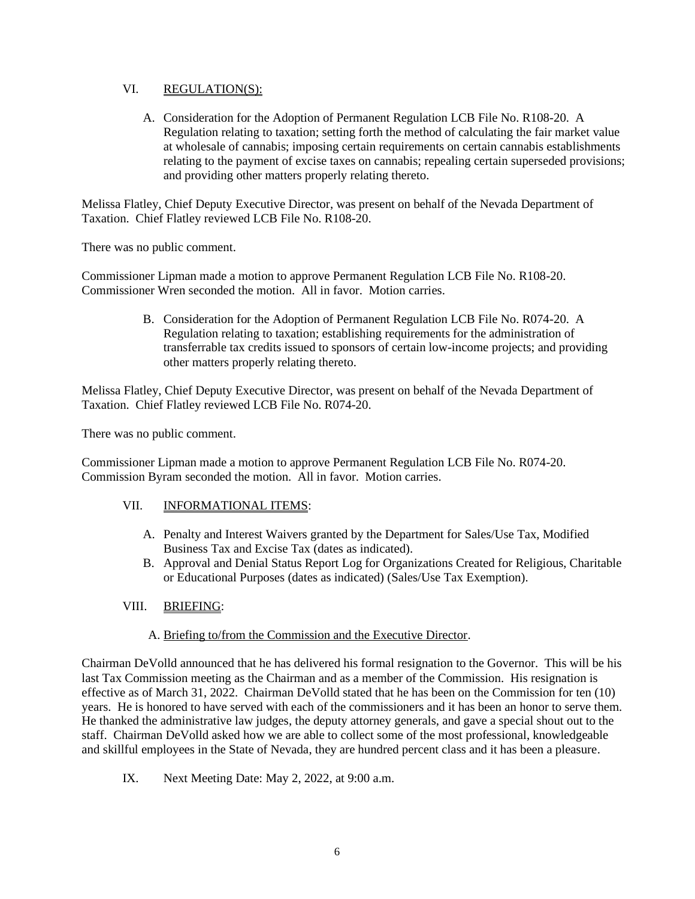VI. REGULATION(S):

A. Consideration for the Adoption of Permanent Regulation LCB File No. R108-20. A Regulation relating to taxation; setting forth the method of calculating the fair market value at wholesale of cannabis; imposing certain requirements on certain cannabis establishments relating to the payment of excise taxes on cannabis; repealing certain superseded provisions; and providing other matters properly relating thereto.

Melissa Flatley, Chief Deputy Executive Director, was present on behalf of the Nevada Department of Taxation. Chief Flatley reviewed LCB File No. R108-20.

There was no public comment.

Commissioner Lipman made a motion to approve Permanent Regulation LCB File No. R108-20. Commissioner Wren seconded the motion. All in favor. Motion carries.

B. Consideration for the Adoption of Permanent Regulation LCB File No. R074-20. A Regulation relating to taxation; establishing requirements for the administration of transferrable tax credits issued to sponsors of certain low-income projects; and providing other matters properly relating thereto.

Melissa Flatley, Chief Deputy Executive Director, was present on behalf of the Nevada Department of Taxation. Chief Flatley reviewed LCB File No. R074-20.

There was no public comment.

Commissioner Lipman made a motion to approve Permanent Regulation LCB File No. R074-20. Commission Byram seconded the motion. All in favor. Motion carries.

VII. INFORMATIONAL ITEMS:

A. Penalty and Interest Waivers granted by the Department for Sales/Use Tax, Modified Business Tax and Excise Tax (dates as indicated).
B. Approval and Denial Status Report Log for Organizations Created for Religious, Charitable or Educational Purposes (dates as indicated) (Sales/Use Tax Exemption).

VIII. BRIEFING:

A. Briefing to/from the Commission and the Executive Director.

Chairman DeVolld announced that he has delivered his formal resignation to the Governor. This will be his last Tax Commission meeting as the Chairman and as a member of the Commission. His resignation is effective as of March 31, 2022. Chairman DeVolld stated that he has been on the Commission for ten (10) years. He is honored to have served with each of the commissioners and it has been an honor to serve them. He thanked the administrative law judges, the deputy attorney generals, and gave a special shout out to the staff. Chairman DeVolld asked how we are able to collect some of the most professional, knowledgeable and skillful employees in the State of Nevada, they are hundred percent class and it has been a pleasure.

IX. Next Meeting Date: May 2, 2022, at 9:00 a.m.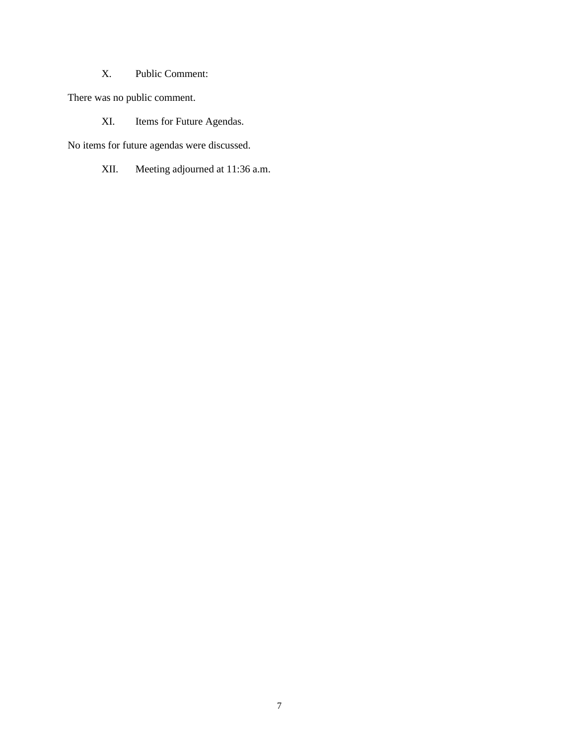X. Public Comment:

There was no public comment.

XI. Items for Future Agendas.

No items for future agendas were discussed.

XII. Meeting adjourned at 11:36 a.m.